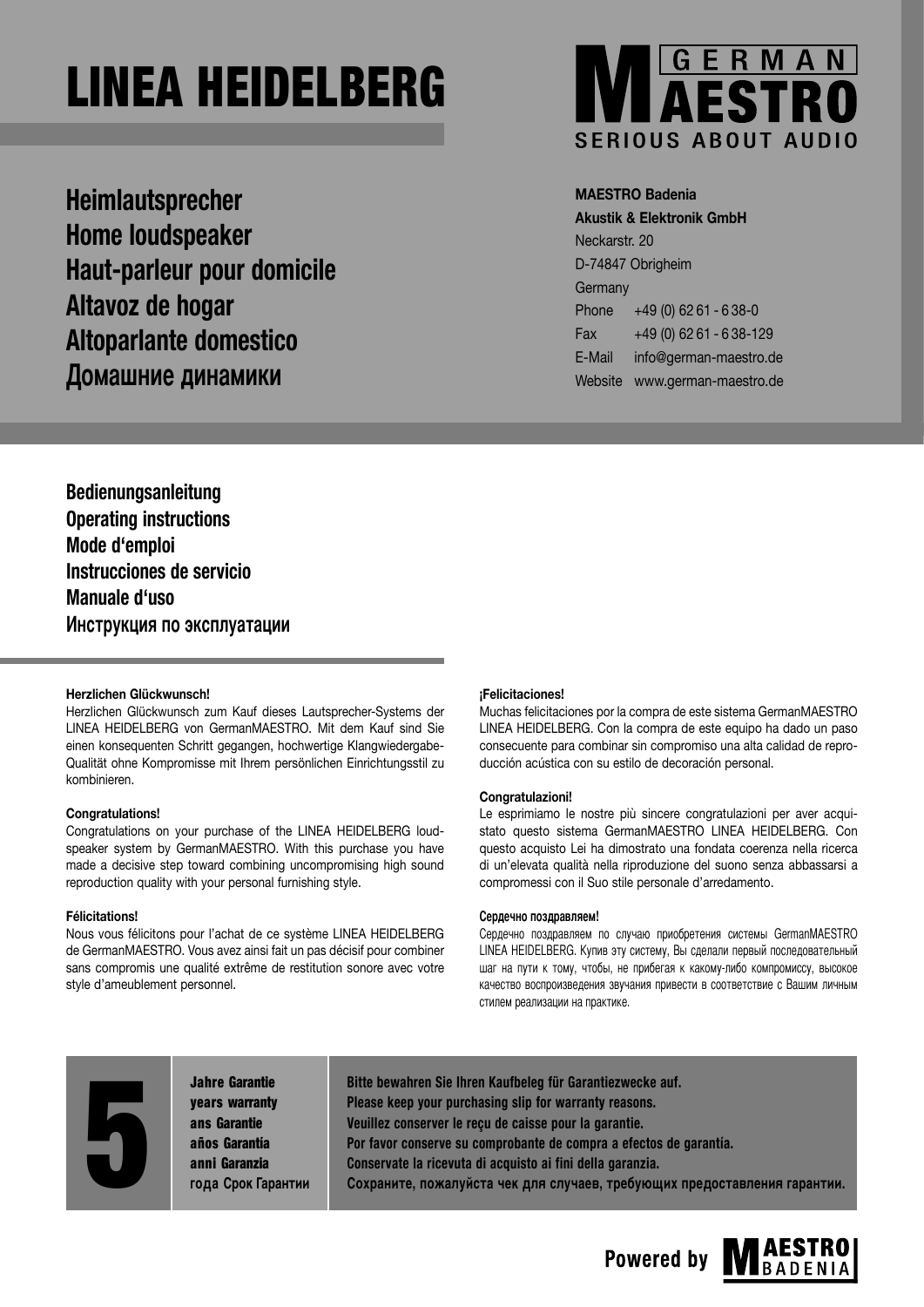# LINEA HEIDELBERG

GERMAN MAESTRO
SERIOUS ABOUT AUDIO

## Heimlautsprecher
## Home loudspeaker
## Haut-parleur pour domicile
## Altavoz de hogar
## Altoparlante domestico
## Домашние динамики

**MAESTRO Badenia**
**Akustik & Elektronik GmbH**
Neckarstr. 20
D-74847 Obrigheim
Germany

| | |
|---|---|
| Phone | +49 (0) 62 61 - 6 38-0 |
| Fax | +49 (0) 62 61 - 6 38-129 |
| E-Mail | info@german-maestro.de |
| Website | www.german-maestro.de |

**Bedienungsanleitung**
**Operating instructions**
**Mode d'emploi**
**Instrucciones de servicio**
**Manuale d'uso**
**Инструкция по эксплуатации**

**Herzlichen Glückwunsch!**

Herzlichen Glückwunsch zum Kauf dieses Lautsprecher-Systems der LINEA HEIDELBERG von GermanMAESTRO. Mit dem Kauf sind Sie einen konsequenten Schritt gegangen, hochwertige Klangwiedergabe-Qualität ohne Kompromisse mit Ihrem persönlichen Einrichtungsstil zu kombinieren.

**Congratulations!**

Congratulations on your purchase of the LINEA HEIDELBERG loudspeaker system by GermanMAESTRO. With this purchase you have made a decisive step toward combining uncompromising high sound reproduction quality with your personal furnishing style.

**Félicitations!**

Nous vous félicitons pour l'achat de ce système LINEA HEIDELBERG de GermanMAESTRO. Vous avez ainsi fait un pas décisif pour combiner sans compromis une qualité extrême de restitution sonore avec votre style d'ameublement personnel.

**¡Felicitaciones!**

Muchas felicitaciones por la compra de este sistema GermanMAESTRO LINEA HEIDELBERG. Con la compra de este equipo ha dado un paso consecuente para combinar sin compromiso una alta calidad de reproducción acústica con su estilo de decoración personal.

**Congratulazioni!**

Le esprimiamo le nostre più sincere congratulazioni per aver acquistato questo sistema GermanMAESTRO LINEA HEIDELBERG. Con questo acquisto Lei ha dimostrato una fondata coerenza nella ricerca di un'elevata qualità nella riproduzione del suono senza abbassarsi a compromessi con il Suo stile personale d'arredamento.

**Сердечно поздравляем!**

Сердечно поздравляем по случаю приобретения системы GermanMAESTRO LINEA HEIDELBERG. Купив эту систему, Вы сделали первый последовательный шаг на пути к тому, чтобы, не прибегая к какому-либо компромиссу, высокое качество воспроизведения звучания привести в соответствие с Вашим личным стилем реализации на практике.

**5**

**Jahre Garantie**
**years warranty**
**ans Garantie**
**años Garantía**
**anni Garanzia**
**года Срок Гарантии**

**Bitte bewahren Sie Ihren Kaufbeleg für Garantiezwecke auf.**
**Please keep your purchasing slip for warranty reasons.**
**Veuillez conserver le reçu de caisse pour la garantie.**
**Por favor conserve su comprobante de compra a efectos de garantía.**
**Conservate la ricevuta di acquisto ai fini della garanzia.**
**Сохраните, пожалуйста чек для случаев, требующих предоставления гарантии.**

**Powered by** MAESTRO BADENIA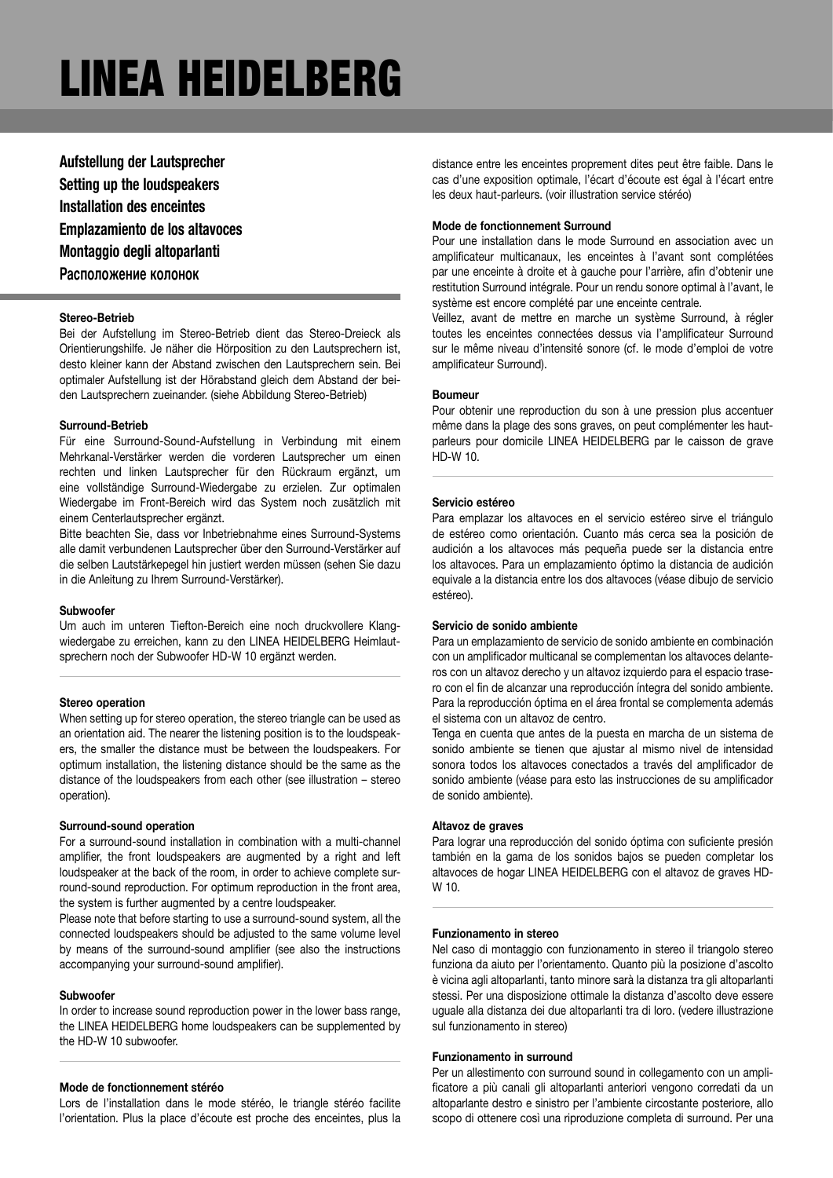# LINEA HEIDELBERG

## Aufstellung der Lautsprecher
## Setting up the loudspeakers
## Installation des enceintes
## Emplazamiento de los altavoces
## Montaggio degli altoparlanti
## Расположение колонок

**Stereo-Betrieb**

Bei der Aufstellung im Stereo-Betrieb dient das Stereo-Dreieck als Orientierungshilfe. Je näher die Hörposition zu den Lautsprechern ist, desto kleiner kann der Abstand zwischen den Lautsprechern sein. Bei optimaler Aufstellung ist der Hörabstand gleich dem Abstand der beiden Lautsprechern zueinander. (siehe Abbildung Stereo-Betrieb)

**Surround-Betrieb**

Für eine Surround-Sound-Aufstellung in Verbindung mit einem Mehrkanal-Verstärker werden die vorderen Lautsprecher um einen rechten und linken Lautsprecher für den Rückraum ergänzt, um eine vollständige Surround-Wiedergabe zu erzielen. Zur optimalen Wiedergabe im Front-Bereich wird das System noch zusätzlich mit einem Centerlautsprecher ergänzt.

Bitte beachten Sie, dass vor Inbetriebnahme eines Surround-Systems alle damit verbundenen Lautsprecher über den Surround-Verstärker auf die selben Lautstärkepegel hin justiert werden müssen (sehen Sie dazu in die Anleitung zu Ihrem Surround-Verstärker).

**Subwoofer**

Um auch im unteren Tiefton-Bereich eine noch druckvollere Klangwiedergabe zu erreichen, kann zu den LINEA HEIDELBERG Heimlautsprechern noch der Subwoofer HD-W 10 ergänzt werden.

---

**Stereo operation**

When setting up for stereo operation, the stereo triangle can be used as an orientation aid. The nearer the listening position is to the loudspeakers, the smaller the distance must be between the loudspeakers. For optimum installation, the listening distance should be the same as the distance of the loudspeakers from each other (see illustration – stereo operation).

**Surround-sound operation**

For a surround-sound installation in combination with a multi-channel amplifier, the front loudspeakers are augmented by a right and left loudspeaker at the back of the room, in order to achieve complete surround-sound reproduction. For optimum reproduction in the front area, the system is further augmented by a centre loudspeaker.

Please note that before starting to use a surround-sound system, all the connected loudspeakers should be adjusted to the same volume level by means of the surround-sound amplifier (see also the instructions accompanying your surround-sound amplifier).

**Subwoofer**

In order to increase sound reproduction power in the lower bass range, the LINEA HEIDELBERG home loudspeakers can be supplemented by the HD-W 10 subwoofer.

---

**Mode de fonctionnement stéréo**

Lors de l'installation dans le mode stéréo, le triangle stéréo facilite l'orientation. Plus la place d'écoute est proche des enceintes, plus la distance entre les enceintes proprement dites peut être faible. Dans le cas d'une exposition optimale, l'écart d'écoute est égal à l'écart entre les deux haut-parleurs. (voir illustration service stéréo)

**Mode de fonctionnement Surround**

Pour une installation dans le mode Surround en association avec un amplificateur multicanaux, les enceintes à l'avant sont complétées par une enceinte à droite et à gauche pour l'arrière, afin d'obtenir une restitution Surround intégrale. Pour un rendu sonore optimal à l'avant, le système est encore complété par une enceinte centrale.

Veillez, avant de mettre en marche un système Surround, à régler toutes les enceintes connectées dessus via l'amplificateur Surround sur le même niveau d'intensité sonore (cf. le mode d'emploi de votre amplificateur Surround).

**Boumeur**

Pour obtenir une reproduction du son à une pression plus accentuer même dans la plage des sons graves, on peut complémenter les haut-parleurs pour domicile LINEA HEIDELBERG par le caisson de grave HD-W 10.

---

**Servicio estéreo**

Para emplazar los altavoces en el servicio estéreo sirve el triángulo de estéreo como orientación. Cuanto más cerca sea la posición de audición a los altavoces más pequeña puede ser la distancia entre los altavoces. Para un emplazamiento óptimo la distancia de audición equivale a la distancia entre los dos altavoces (véase dibujo de servicio estéreo).

**Servicio de sonido ambiente**

Para un emplazamiento de servicio de sonido ambiente en combinación con un amplificador multicanal se complementan los altavoces delanteros con un altavoz derecho y un altavoz izquierdo para el espacio trasero con el fin de alcanzar una reproducción íntegra del sonido ambiente. Para la reproducción óptima en el área frontal se complementa además el sistema con un altavoz de centro.

Tenga en cuenta que antes de la puesta en marcha de un sistema de sonido ambiente se tienen que ajustar al mismo nivel de intensidad sonora todos los altavoces conectados a través del amplificador de sonido ambiente (véase para esto las instrucciones de su amplificador de sonido ambiente).

**Altavoz de graves**

Para lograr una reproducción del sonido óptima con suficiente presión también en la gama de los sonidos bajos se pueden completar los altavoces de hogar LINEA HEIDELBERG con el altavoz de graves HD-W 10.

---

**Funzionamento in stereo**

Nel caso di montaggio con funzionamento in stereo il triangolo stereo funziona da aiuto per l'orientamento. Quanto più la posizione d'ascolto è vicina agli altoparlanti, tanto minore sarà la distanza tra gli altoparlanti stessi. Per una disposizione ottimale la distanza d'ascolto deve essere uguale alla distanza dei due altoparlanti tra di loro. (vedere illustrazione sul funzionamento in stereo)

**Funzionamento in surround**

Per un allestimento con surround sound in collegamento con un amplificatore a più canali gli altoparlanti anteriori vengono corredati da un altoparlante destro e sinistro per l'ambiente circostante posteriore, allo scopo di ottenere così una riproduzione completa di surround. Per una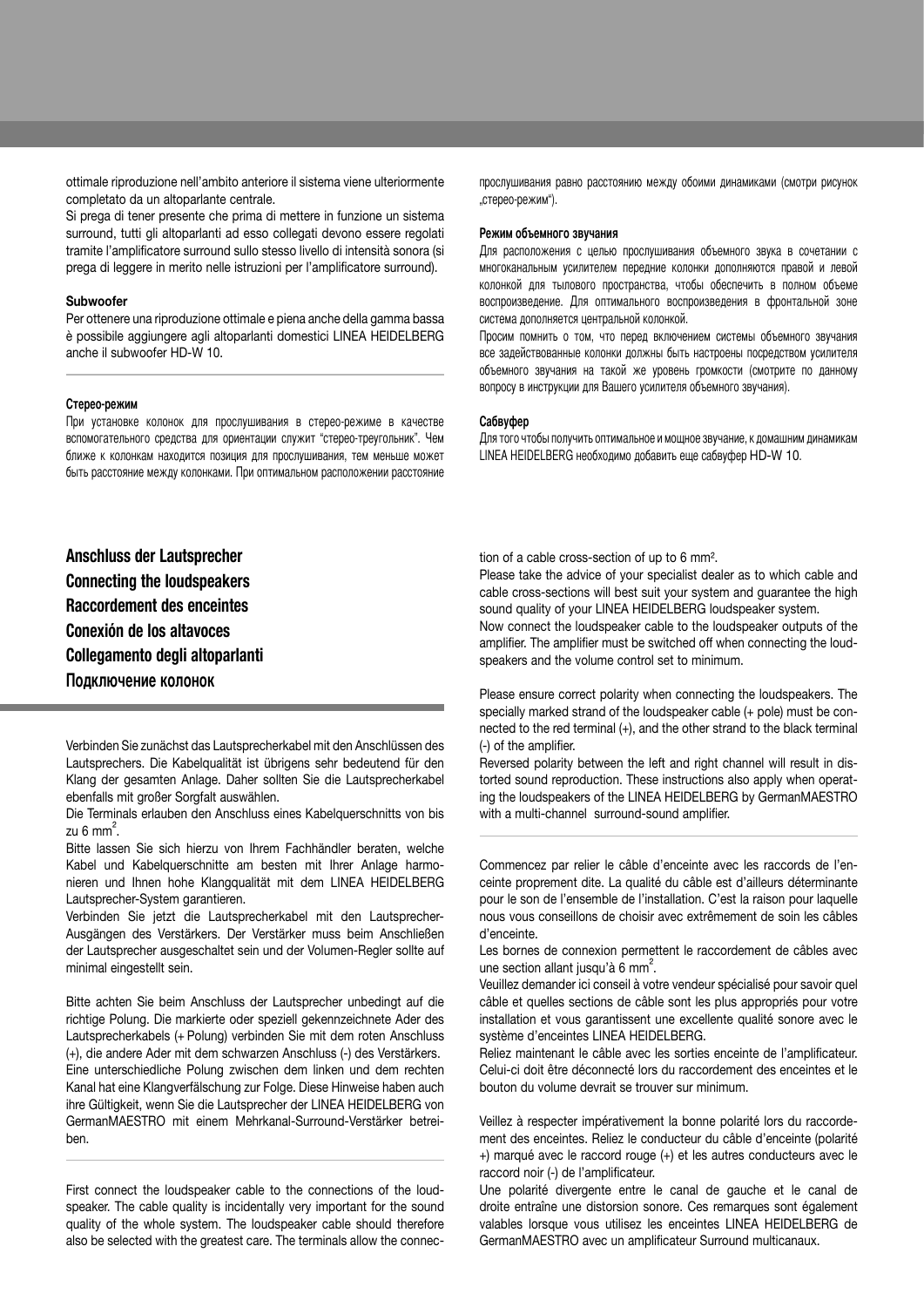ottimale riproduzione nell'ambito anteriore il sistema viene ulteriormente completato da un altoparlante centrale.
Si prega di tener presente che prima di mettere in funzione un sistema surround, tutti gli altoparlanti ad esso collegati devono essere regolati tramite l'amplificatore surround sullo stesso livello di intensità sonora (si prega di leggere in merito nelle istruzioni per l'amplificatore surround).

**Subwoofer**
Per ottenere una riproduzione ottimale e piena anche della gamma bassa è possibile aggiungere agli altoparlanti domestici LINEA HEIDELBERG anche il subwoofer HD-W 10.

**Стерео-режим**
При установке колонок для прослушивания в стерео-режиме в качестве вспомогательного средства для ориентации служит "стерео-треугольник". Чем ближе к колонкам находится позиция для прослушивания, тем меньше может быть расстояние между колонками. При оптимальном расположении расстояние прослушивания равно расстоянию между обоими динамиками (смотри рисунок „стерео-режим").

**Режим объемного звучания**
Для расположения с целью прослушивания объемного звука в сочетании с многоканальным усилителем передние колонки дополняются правой и левой колонкой для тылового пространства, чтобы обеспечить в полном объеме воспроизведение. Для оптимального воспроизведения в фронтальной зоне система дополняется центральной колонкой.
Просим помнить о том, что перед включением системы объемного звучания все задействованные колонки должны быть настроены посредством усилителя объемного звучания на такой же уровень громкости (смотрите по данному вопросу в инструкции для Вашего усилителя объемного звучания).

**Сабвуфер**
Для того чтобы получить оптимальное и мощное звучание, к домашним динамикам LINEA HEIDELBERG необходимо добавить еще сабвуфер HD-W 10.

## Anschluss der Lautsprecher
## Connecting the loudspeakers
## Raccordement des enceintes
## Conexión de los altavoces
## Collegamento degli altoparlanti
## Подключение колонок

Verbinden Sie zunächst das Lautsprecherkabel mit den Anschlüssen des Lautsprechers. Die Kabelqualität ist übrigens sehr bedeutend für den Klang der gesamten Anlage. Daher sollten Sie die Lautsprecherkabel ebenfalls mit großer Sorgfalt auswählen.
Die Terminals erlauben den Anschluss eines Kabelquerschnitts von bis zu 6 mm$^2$.
Bitte lassen Sie sich hierzu von Ihrem Fachhändler beraten, welche Kabel und Kabelquerschnitte am besten mit Ihrer Anlage harmonieren und Ihnen hohe Klangqualität mit dem LINEA HEIDELBERG Lautsprecher-System garantieren.
Verbinden Sie jetzt die Lautsprecherkabel mit den Lautsprecher-Ausgängen des Verstärkers. Der Verstärker muss beim Anschließen der Lautsprecher ausgeschaltet sein und der Volumen-Regler sollte auf minimal eingestellt sein.

Bitte achten Sie beim Anschluss der Lautsprecher unbedingt auf die richtige Polung. Die markierte oder speziell gekennzeichnete Ader des Lautsprecherkabels (+ Polung) verbinden Sie mit dem roten Anschluss (+), die andere Ader mit dem schwarzen Anschluss (-) des Verstärkers.
Eine unterschiedliche Polung zwischen dem linken und dem rechten Kanal hat eine Klangverfälschung zur Folge. Diese Hinweise haben auch ihre Gültigkeit, wenn Sie die Lautsprecher der LINEA HEIDELBERG von GermanMAESTRO mit einem Mehrkanal-Surround-Verstärker betreiben.

First connect the loudspeaker cable to the connections of the loudspeaker. The cable quality is incidentally very important for the sound quality of the whole system. The loudspeaker cable should therefore also be selected with the greatest care. The terminals allow the connection of a cable cross-section of up to 6 mm$^2$.
Please take the advice of your specialist dealer as to which cable and cable cross-sections will best suit your system and guarantee the high sound quality of your LINEA HEIDELBERG loudspeaker system.
Now connect the loudspeaker cable to the loudspeaker outputs of the amplifier. The amplifier must be switched off when connecting the loudspeakers and the volume control set to minimum.

Please ensure correct polarity when connecting the loudspeakers. The specially marked strand of the loudspeaker cable (+ pole) must be connected to the red terminal (+), and the other strand to the black terminal (-) of the amplifier.
Reversed polarity between the left and right channel will result in distorted sound reproduction. These instructions also apply when operating the loudspeakers of the LINEA HEIDELBERG by GermanMAESTRO with a multi-channel surround-sound amplifier.

Commencez par relier le câble d'enceinte avec les raccords de l'enceinte proprement dite. La qualité du câble est d'ailleurs déterminante pour le son de l'ensemble de l'installation. C'est la raison pour laquelle nous vous conseillons de choisir avec extrêmement de soin les câbles d'enceinte.
Les bornes de connexion permettent le raccordement de câbles avec une section allant jusqu'à 6 mm$^2$.
Veuillez demander ici conseil à votre vendeur spécialisé pour savoir quel câble et quelles sections de câble sont les plus appropriés pour votre installation et vous garantissent une excellente qualité sonore avec le système d'enceintes LINEA HEIDELBERG.
Reliez maintenant le câble avec les sorties enceinte de l'amplificateur. Celui-ci doit être déconnecté lors du raccordement des enceintes et le bouton du volume devrait se trouver sur minimum.

Veillez à respecter impérativement la bonne polarité lors du raccordement des enceintes. Reliez le conducteur du câble d'enceinte (polarité +) marqué avec le raccord rouge (+) et les autres conducteurs avec le raccord noir (-) de l'amplificateur.
Une polarité divergente entre le canal de gauche et le canal de droite entraîne une distorsion sonore. Ces remarques sont également valables lorsque vous utilisez les enceintes LINEA HEIDELBERG de GermanMAESTRO avec un amplificateur Surround multicanaux.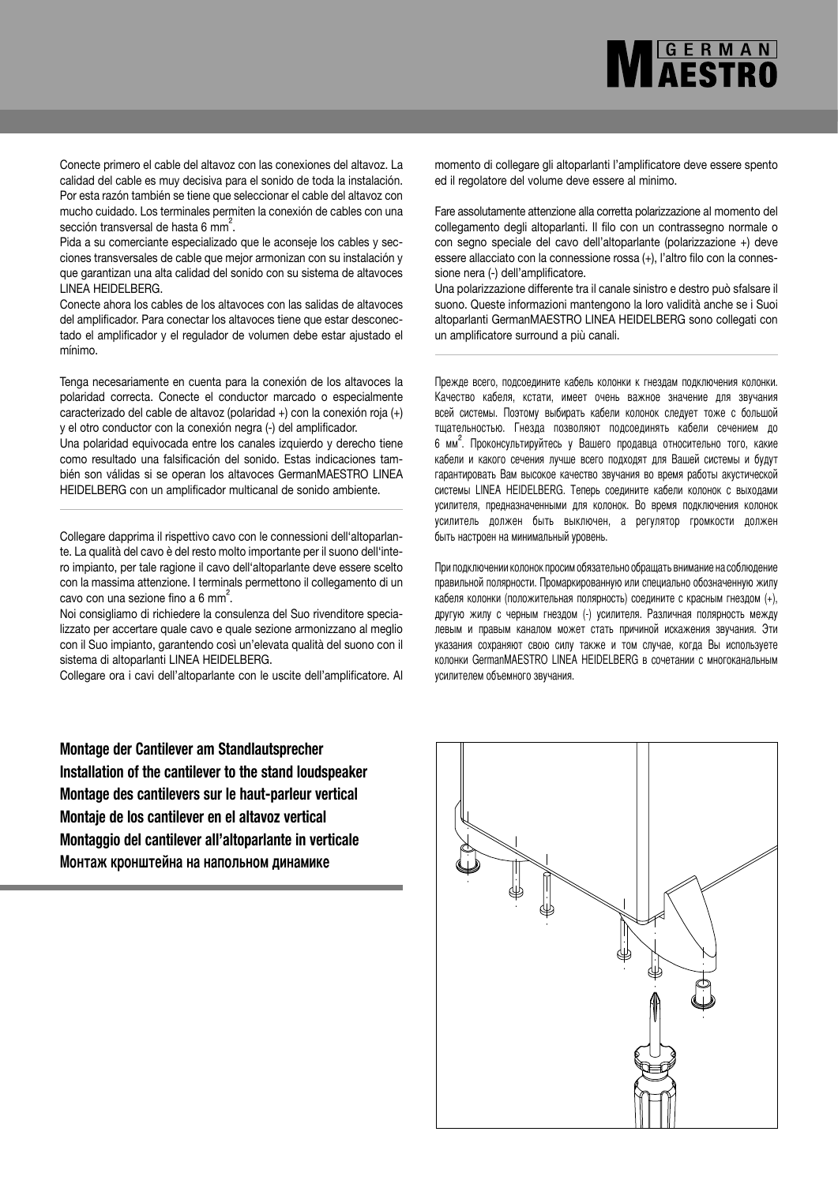Conecte primero el cable del altavoz con las conexiones del altavoz. La calidad del cable es muy decisiva para el sonido de toda la instalación. Por esta razón también se tiene que seleccionar el cable del altavoz con mucho cuidado. Los terminales permiten la conexión de cables con una sección transversal de hasta 6 mm$^2$.

Pida a su comerciante especializado que le aconseje los cables y secciones transversales de cable que mejor armonizan con su instalación y que garantizan una alta calidad del sonido con su sistema de altavoces LINEA HEIDELBERG.

Conecte ahora los cables de los altavoces con las salidas de altavoces del amplificador. Para conectar los altavoces tiene que estar desconectado el amplificador y el regulador de volumen debe estar ajustado el mínimo.

Tenga necesariamente en cuenta para la conexión de los altavoces la polaridad correcta. Conecte el conductor marcado o especialmente caracterizado del cable de altavoz (polaridad +) con la conexión roja (+) y el otro conductor con la conexión negra (-) del amplificador.

Una polaridad equivocada entre los canales izquierdo y derecho tiene como resultado una falsificación del sonido. Estas indicaciones también son válidas si se operan los altavoces GermanMAESTRO LINEA HEIDELBERG con un amplificador multicanal de sonido ambiente.

Collegare dapprima il rispettivo cavo con le connessioni dell'altoparlante. La qualità del cavo è del resto molto importante per il suono dell'intero impianto, per tale ragione il cavo dell'altoparlante deve essere scelto con la massima attenzione. I terminals permettono il collegamento di un cavo con una sezione fino a 6 mm$^2$.

Noi consigliamo di richiedere la consulenza del Suo rivenditore specializzato per accertare quale cavo e quale sezione armonizzano al meglio con il Suo impianto, garantendo così un'elevata qualità del suono con il sistema di altoparlanti LINEA HEIDELBERG.

Collegare ora i cavi dell'altoparlante con le uscite dell'amplificatore. Al momento di collegare gli altoparlanti l'amplificatore deve essere spento ed il regolatore del volume deve essere al minimo.

Fare assolutamente attenzione alla corretta polarizzazione al momento del collegamento degli altoparlanti. Il filo con un contrassegno normale o con segno speciale del cavo dell'altoparlante (polarizzazione +) deve essere allacciato con la connessione rossa (+), l'altro filo con la connessione nera (-) dell'amplificatore.

Una polarizzazione differente tra il canale sinistro e destro può sfalsare il suono. Queste informazioni mantengono la loro validità anche se i Suoi altoparlanti GermanMAESTRO LINEA HEIDELBERG sono collegati con un amplificatore surround a più canali.

Прежде всего, подсоедините кабель колонки к гнездам подключения колонки. Качество кабеля, кстати, имеет очень важное значение для звучания всей системы. Поэтому выбирать кабели колонок следует тоже с большой тщательностью. Гнезда позволяют подсоединять кабели сечением до 6 мм$^2$. Проконсультируйтесь у Вашего продавца относительно того, какие кабели и какого сечения лучше всего подходят для Вашей системы и будут гарантировать Вам высокое качество звучания во время работы акустической системы LINEA HEIDELBERG. Теперь соедините кабели колонок с выходами усилителя, предназначенными для колонок. Во время подключения колонок усилитель должен быть выключен, а регулятор громкости должен быть настроен на минимальный уровень.

При подключении колонок просим обязательно обращать внимание на соблюдение правильной полярности. Промаркированную или специально обозначенную жилу кабеля колонки (положительная полярность) соедините с красным гнездом (+), другую жилу с черным гнездом (-) усилителя. Различная полярность между левым и правым каналом может стать причиной искажения звучания. Эти указания сохраняют свою силу также и том случае, когда Вы используете колонки GermanMAESTRO LINEA HEIDELBERG в сочетании с многоканальным усилителем объемного звучания.

## Montage der Cantilever am Standlautsprecher
## Installation of the cantilever to the stand loudspeaker
## Montage des cantilevers sur le haut-parleur vertical
## Montaje de los cantilever en el altavoz vertical
## Montaggio del cantilever all'altoparlante in verticale
## Монтаж кронштейна на напольном динамике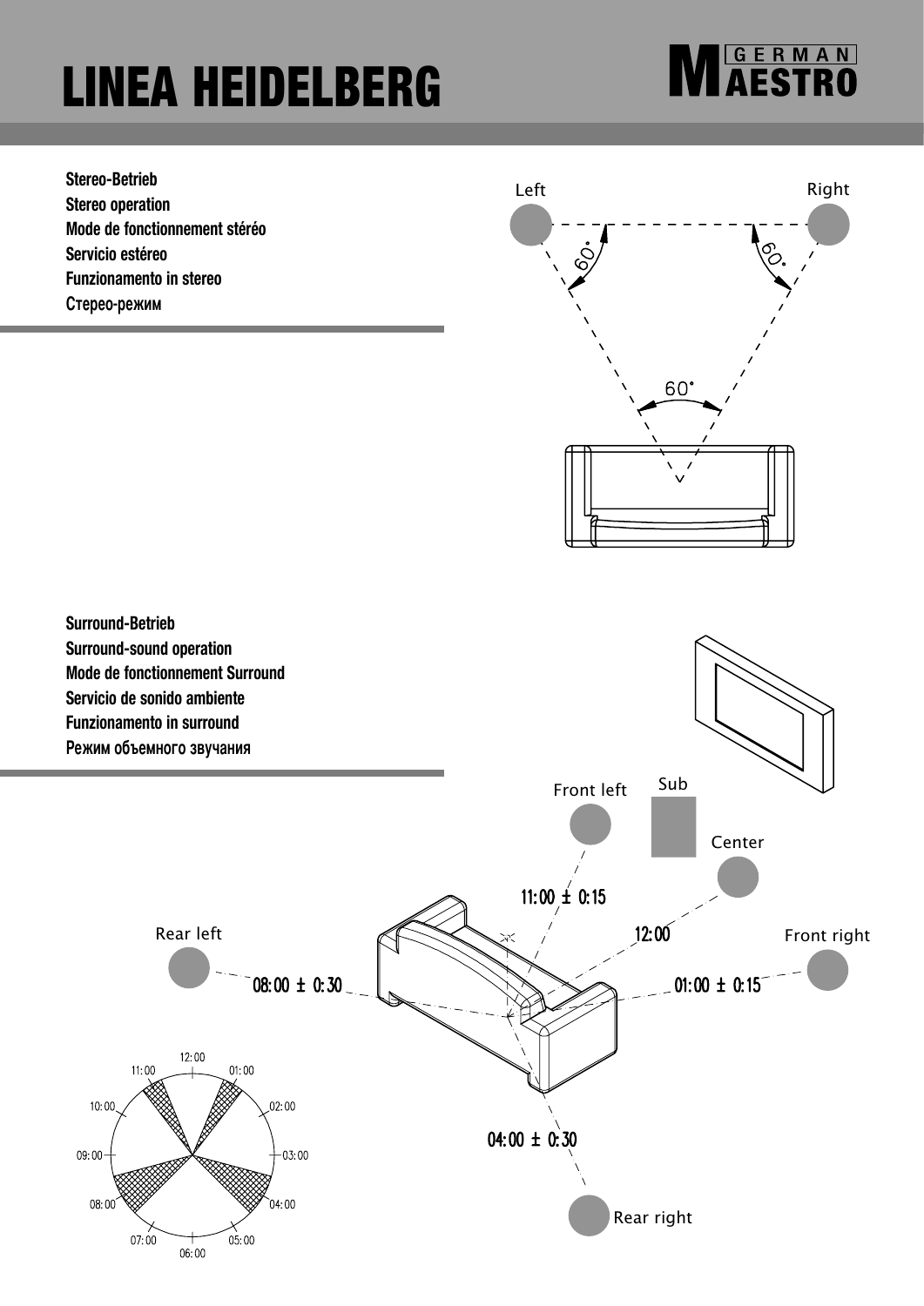# LINEA HEIDELBERG

**Stereo-Betrieb**
**Stereo operation**
**Mode de fonctionnement stéréo**
**Servicio estéreo**
**Funzionamento in stereo**
**Стерео-режим**

Left
Right
60°
60°
60°

**Surround-Betrieb**
**Surround-sound operation**
**Mode de fonctionnement Surround**
**Servicio de sonido ambiente**
**Funzionamento in surround**
**Режим объемного звучания**

Front left
Sub
Center
Front right
Rear left
Rear right

11:00 ± 0:15
12:00
01:00 ± 0:15
08:00 ± 0:30
04:00 ± 0:30

12:00, 01:00, 02:00, 03:00, 04:00, 05:00, 06:00, 07:00, 08:00, 09:00, 10:00, 11:00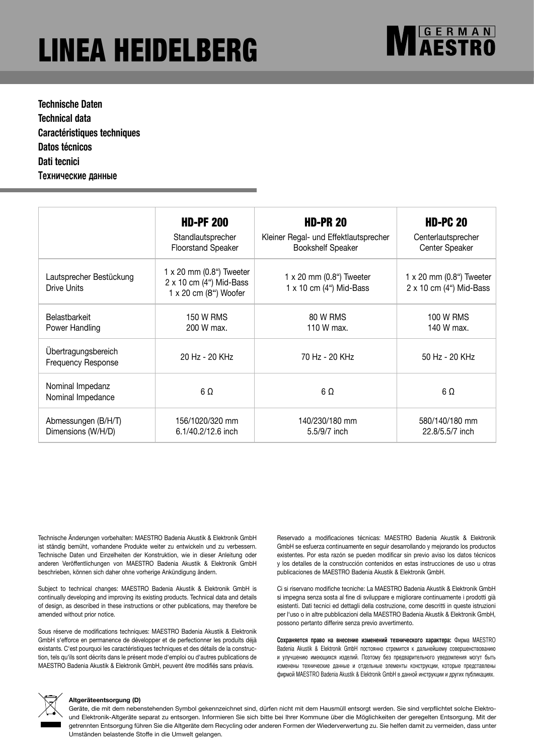# LINEA HEIDELBERG

**GERMAN MAESTRO**

**Technische Daten**
**Technical data**
**Caractéristiques techniques**
**Datos técnicos**
**Dati tecnici**
**Технические данные**

| | **HD-PF 200**<br>Standlautsprecher<br>Floorstand Speaker | **HD-PR 20**<br>Kleiner Regal- und Effektlautsprecher<br>Bookshelf Speaker | **HD-PC 20**<br>Centerlautsprecher<br>Center Speaker |
|---|---|---|---|
| Lautsprecher Bestückung<br>Drive Units | 1 x 20 mm (0.8“) Tweeter<br>2 x 10 cm (4“) Mid-Bass<br>1 x 20 cm (8“) Woofer | 1 x 20 mm (0.8“) Tweeter<br>1 x 10 cm (4“) Mid-Bass | 1 x 20 mm (0.8“) Tweeter<br>2 x 10 cm (4“) Mid-Bass |
| Belastbarkeit<br>Power Handling | 150 W RMS<br>200 W max. | 80 W RMS<br>110 W max. | 100 W RMS<br>140 W max. |
| Übertragungsbereich<br>Frequency Response | 20 Hz - 20 KHz | 70 Hz - 20 KHz | 50 Hz - 20 KHz |
| Nominal Impedanz<br>Nominal Impedance | 6 Ω | 6 Ω | 6 Ω |
| Abmessungen (B/H/T)<br>Dimensions (W/H/D) | 156/1020/320 mm<br>6.1/40.2/12.6 inch | 140/230/180 mm<br>5.5/9/7 inch | 580/140/180 mm<br>22.8/5.5/7 inch |

Technische Änderungen vorbehalten: MAESTRO Badenia Akustik & Elektronik GmbH ist ständig bemüht, vorhandene Produkte weiter zu entwickeln und zu verbessern. Technische Daten und Einzelheiten der Konstruktion, wie in dieser Anleitung oder anderen Veröffentlichungen von MAESTRO Badenia Akustik & Elektronik GmbH beschrieben, können sich daher ohne vorherige Ankündigung ändern.

Subject to technical changes: MAESTRO Badenia Akustik & Elektronik GmbH is continually developing and improving its existing products. Technical data and details of design, as described in these instructions or other publications, may therefore be amended without prior notice.

Sous réserve de modifications techniques: MAESTRO Badenia Akustik & Elektronik GmbH s‘efforce en permanence de développer et de perfectionner les produits déjà existants. C‘est pourquoi les caractéristiques techniques et des détails de la construction, tels qu‘ils sont décrits dans le présent mode d‘emploi ou d‘autres publications de MAESTRO Badenia Akustik & Elektronik GmbH, peuvent être modifiés sans préavis.

Reservado a modificaciones técnicas: MAESTRO Badenia Akustik & Elektronik GmbH se esfuerza continuamente en seguir desarrollando y mejorando los productos existentes. Por esta razón se pueden modificar sin previo aviso los datos técnicos y los detalles de la construcción contenidos en estas instrucciones de uso u otras publicaciones de MAESTRO Badenia Akustik & Elektronik GmbH.

Ci si riservano modifiche tecniche: La MAESTRO Badenia Akustik & Elektronik GmbH si impegna senza sosta al fine di sviluppare e migliorare continuamente i prodotti già esistenti. Dati tecnici ed dettagli della costruzione, come descritti in queste istruzioni per l'uso o in altre pubblicazioni della MAESTRO Badenia Akustik & Elektronik GmbH, possono pertanto differire senza previo avvertimento.

**Сохраняется право на внесение изменений технического характера:** Фирма MAESTRO Badenia Akustik & Elektronik GmbH постоянно стремится к дальнейшему совершенствованию и улучшению имеющихся изделий. Поэтому без предварительного уведомления могут быть изменены технические данные и отдельные элементы конструкции, которые представлены фирмой MAESTRO Badenia Akustik & Elektronik GmbH в данной инструкции и других публикациях.

**Altgeräteentsorgung (D)**
Geräte, die mit dem nebenstehenden Symbol gekennzeichnet sind, dürfen nicht mit dem Hausmüll entsorgt werden. Sie sind verpflichtet solche Elektro- und Elektronik-Altgeräte separat zu entsorgen. Informieren Sie sich bitte bei Ihrer Kommune über die Möglichkeiten der geregelten Entsorgung. Mit der getrennten Entsorgung führen Sie die Altgeräte dem Recycling oder anderen Formen der Wiederverwertung zu. Sie helfen damit zu vermeiden, dass unter Umständen belastende Stoffe in die Umwelt gelangen.